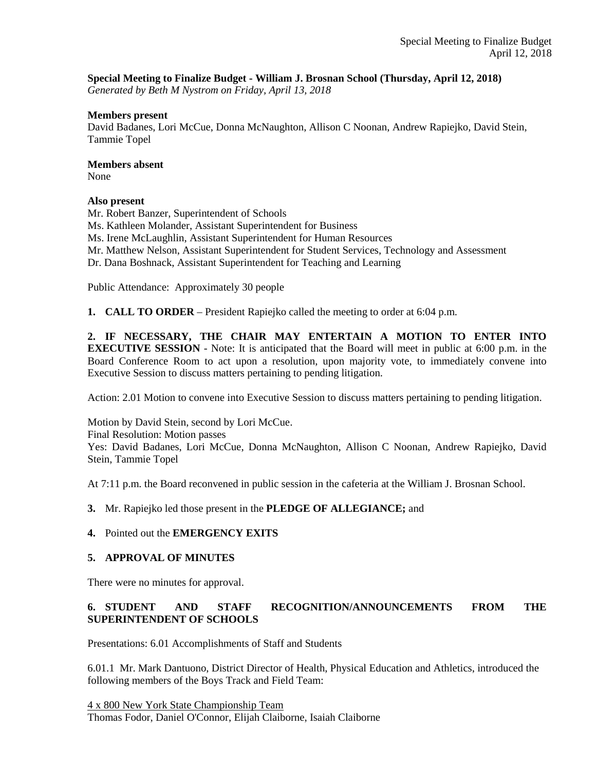**Special Meeting to Finalize Budget - William J. Brosnan School (Thursday, April 12, 2018)**
*Generated by Beth M Nystrom on Friday, April 13, 2018*

**Members present**
David Badanes, Lori McCue, Donna McNaughton, Allison C Noonan, Andrew Rapiejko, David Stein, Tammie Topel

**Members absent**
None

**Also present**
Mr. Robert Banzer, Superintendent of Schools
Ms. Kathleen Molander, Assistant Superintendent for Business
Ms. Irene McLaughlin, Assistant Superintendent for Human Resources
Mr. Matthew Nelson, Assistant Superintendent for Student Services, Technology and Assessment
Dr. Dana Boshnack, Assistant Superintendent for Teaching and Learning

Public Attendance: Approximately 30 people

**1. CALL TO ORDER** – President Rapiejko called the meeting to order at 6:04 p.m.

**2. IF NECESSARY, THE CHAIR MAY ENTERTAIN A MOTION TO ENTER INTO EXECUTIVE SESSION** - Note: It is anticipated that the Board will meet in public at 6:00 p.m. in the Board Conference Room to act upon a resolution, upon majority vote, to immediately convene into Executive Session to discuss matters pertaining to pending litigation.

Action: 2.01 Motion to convene into Executive Session to discuss matters pertaining to pending litigation.

Motion by David Stein, second by Lori McCue.
Final Resolution: Motion passes
Yes: David Badanes, Lori McCue, Donna McNaughton, Allison C Noonan, Andrew Rapiejko, David Stein, Tammie Topel

At 7:11 p.m. the Board reconvened in public session in the cafeteria at the William J. Brosnan School.

**3.** Mr. Rapiejko led those present in the **PLEDGE OF ALLEGIANCE;** and

**4.** Pointed out the **EMERGENCY EXITS**

**5. APPROVAL OF MINUTES**

There were no minutes for approval.

**6. STUDENT AND STAFF RECOGNITION/ANNOUNCEMENTS FROM THE SUPERINTENDENT OF SCHOOLS**

Presentations: 6.01 Accomplishments of Staff and Students

6.01.1 Mr. Mark Dantuono, District Director of Health, Physical Education and Athletics, introduced the following members of the Boys Track and Field Team:

4 x 800 New York State Championship Team
Thomas Fodor, Daniel O'Connor, Elijah Claiborne, Isaiah Claiborne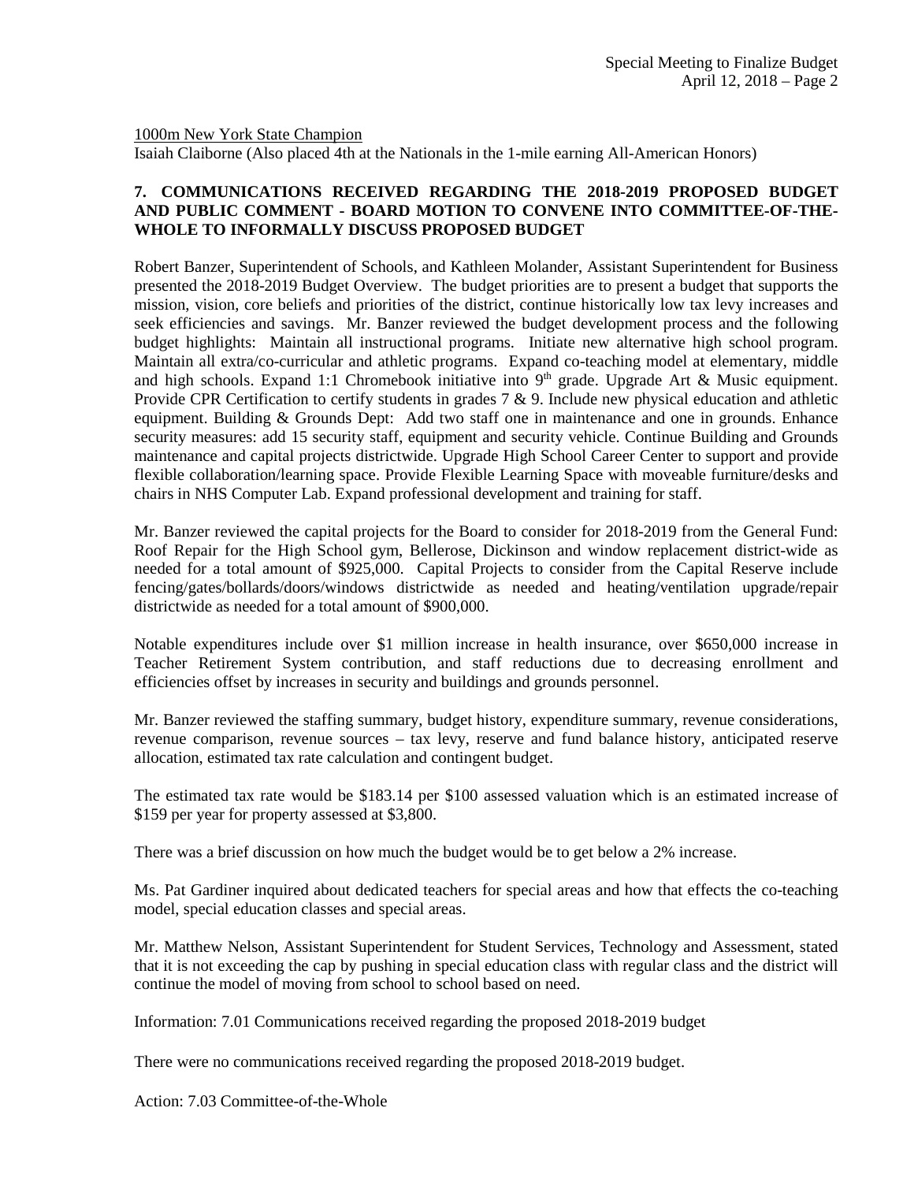1000m New York State Champion

Isaiah Claiborne (Also placed 4th at the Nationals in the 1-mile earning All-American Honors)

**7. COMMUNICATIONS RECEIVED REGARDING THE 2018-2019 PROPOSED BUDGET AND PUBLIC COMMENT - BOARD MOTION TO CONVENE INTO COMMITTEE-OF-THE-WHOLE TO INFORMALLY DISCUSS PROPOSED BUDGET**

Robert Banzer, Superintendent of Schools, and Kathleen Molander, Assistant Superintendent for Business presented the 2018-2019 Budget Overview. The budget priorities are to present a budget that supports the mission, vision, core beliefs and priorities of the district, continue historically low tax levy increases and seek efficiencies and savings. Mr. Banzer reviewed the budget development process and the following budget highlights: Maintain all instructional programs. Initiate new alternative high school program. Maintain all extra/co-curricular and athletic programs. Expand co-teaching model at elementary, middle and high schools. Expand 1:1 Chromebook initiative into 9th grade. Upgrade Art & Music equipment. Provide CPR Certification to certify students in grades 7 & 9. Include new physical education and athletic equipment. Building & Grounds Dept: Add two staff one in maintenance and one in grounds. Enhance security measures: add 15 security staff, equipment and security vehicle. Continue Building and Grounds maintenance and capital projects districtwide. Upgrade High School Career Center to support and provide flexible collaboration/learning space. Provide Flexible Learning Space with moveable furniture/desks and chairs in NHS Computer Lab. Expand professional development and training for staff.

Mr. Banzer reviewed the capital projects for the Board to consider for 2018-2019 from the General Fund: Roof Repair for the High School gym, Bellerose, Dickinson and window replacement district-wide as needed for a total amount of $925,000. Capital Projects to consider from the Capital Reserve include fencing/gates/bollards/doors/windows districtwide as needed and heating/ventilation upgrade/repair districtwide as needed for a total amount of $900,000.

Notable expenditures include over $1 million increase in health insurance, over $650,000 increase in Teacher Retirement System contribution, and staff reductions due to decreasing enrollment and efficiencies offset by increases in security and buildings and grounds personnel.

Mr. Banzer reviewed the staffing summary, budget history, expenditure summary, revenue considerations, revenue comparison, revenue sources – tax levy, reserve and fund balance history, anticipated reserve allocation, estimated tax rate calculation and contingent budget.

The estimated tax rate would be $183.14 per $100 assessed valuation which is an estimated increase of $159 per year for property assessed at $3,800.

There was a brief discussion on how much the budget would be to get below a 2% increase.

Ms. Pat Gardiner inquired about dedicated teachers for special areas and how that effects the co-teaching model, special education classes and special areas.

Mr. Matthew Nelson, Assistant Superintendent for Student Services, Technology and Assessment, stated that it is not exceeding the cap by pushing in special education class with regular class and the district will continue the model of moving from school to school based on need.

Information: 7.01 Communications received regarding the proposed 2018-2019 budget

There were no communications received regarding the proposed 2018-2019 budget.

Action: 7.03 Committee-of-the-Whole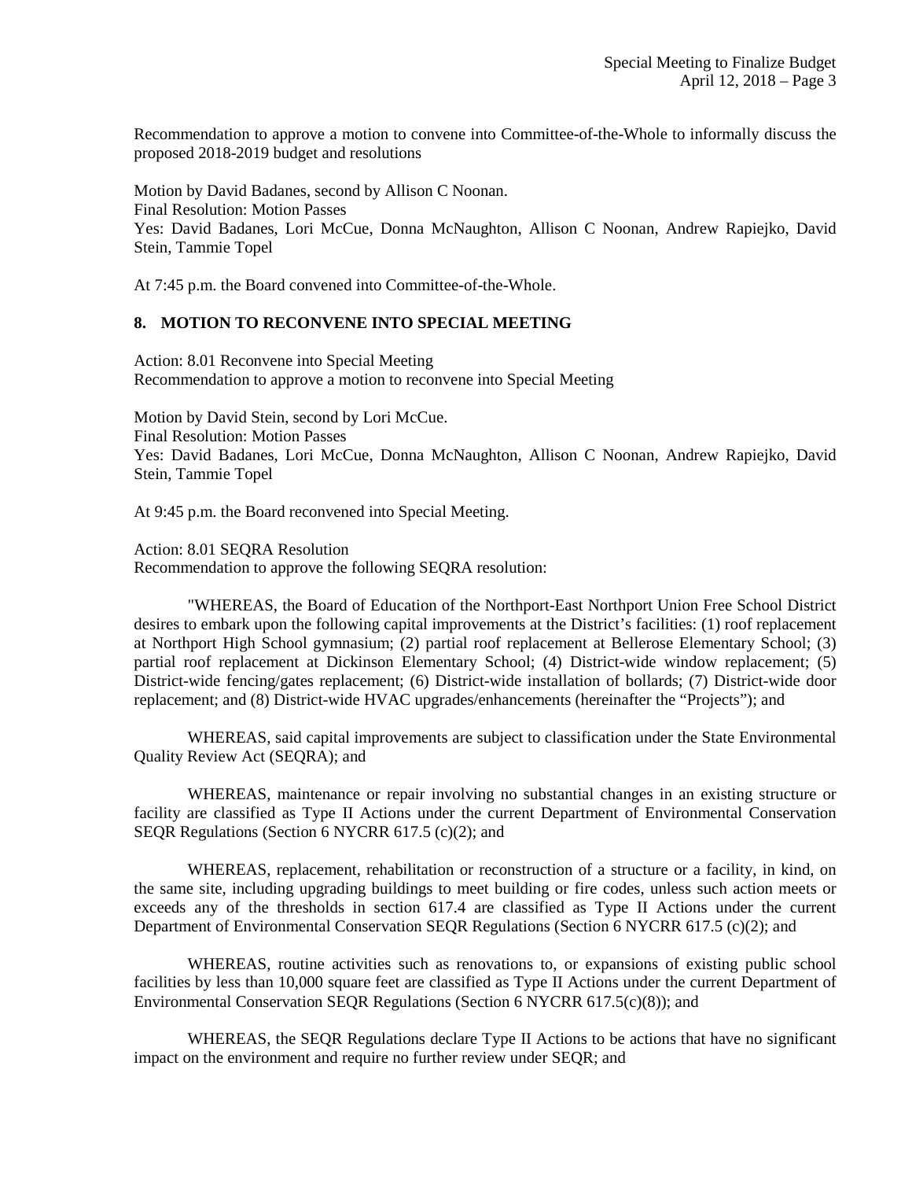Recommendation to approve a motion to convene into Committee-of-the-Whole to informally discuss the proposed 2018-2019 budget and resolutions

Motion by David Badanes, second by Allison C Noonan.
Final Resolution: Motion Passes
Yes: David Badanes, Lori McCue, Donna McNaughton, Allison C Noonan, Andrew Rapiejko, David Stein, Tammie Topel

At 7:45 p.m. the Board convened into Committee-of-the-Whole.

### 8. MOTION TO RECONVENE INTO SPECIAL MEETING

Action: 8.01 Reconvene into Special Meeting
Recommendation to approve a motion to reconvene into Special Meeting

Motion by David Stein, second by Lori McCue.
Final Resolution: Motion Passes
Yes: David Badanes, Lori McCue, Donna McNaughton, Allison C Noonan, Andrew Rapiejko, David Stein, Tammie Topel

At 9:45 p.m. the Board reconvened into Special Meeting.

Action: 8.01 SEQRA Resolution
Recommendation to approve the following SEQRA resolution:

"WHEREAS, the Board of Education of the Northport-East Northport Union Free School District desires to embark upon the following capital improvements at the District's facilities: (1) roof replacement at Northport High School gymnasium; (2) partial roof replacement at Bellerose Elementary School; (3) partial roof replacement at Dickinson Elementary School; (4) District-wide window replacement; (5) District-wide fencing/gates replacement; (6) District-wide installation of bollards; (7) District-wide door replacement; and (8) District-wide HVAC upgrades/enhancements (hereinafter the "Projects"); and

WHEREAS, said capital improvements are subject to classification under the State Environmental Quality Review Act (SEQRA); and

WHEREAS, maintenance or repair involving no substantial changes in an existing structure or facility are classified as Type II Actions under the current Department of Environmental Conservation SEQR Regulations (Section 6 NYCRR 617.5 (c)(2); and

WHEREAS, replacement, rehabilitation or reconstruction of a structure or a facility, in kind, on the same site, including upgrading buildings to meet building or fire codes, unless such action meets or exceeds any of the thresholds in section 617.4 are classified as Type II Actions under the current Department of Environmental Conservation SEQR Regulations (Section 6 NYCRR 617.5 (c)(2); and

WHEREAS, routine activities such as renovations to, or expansions of existing public school facilities by less than 10,000 square feet are classified as Type II Actions under the current Department of Environmental Conservation SEQR Regulations (Section 6 NYCRR 617.5(c)(8)); and

WHEREAS, the SEQR Regulations declare Type II Actions to be actions that have no significant impact on the environment and require no further review under SEQR; and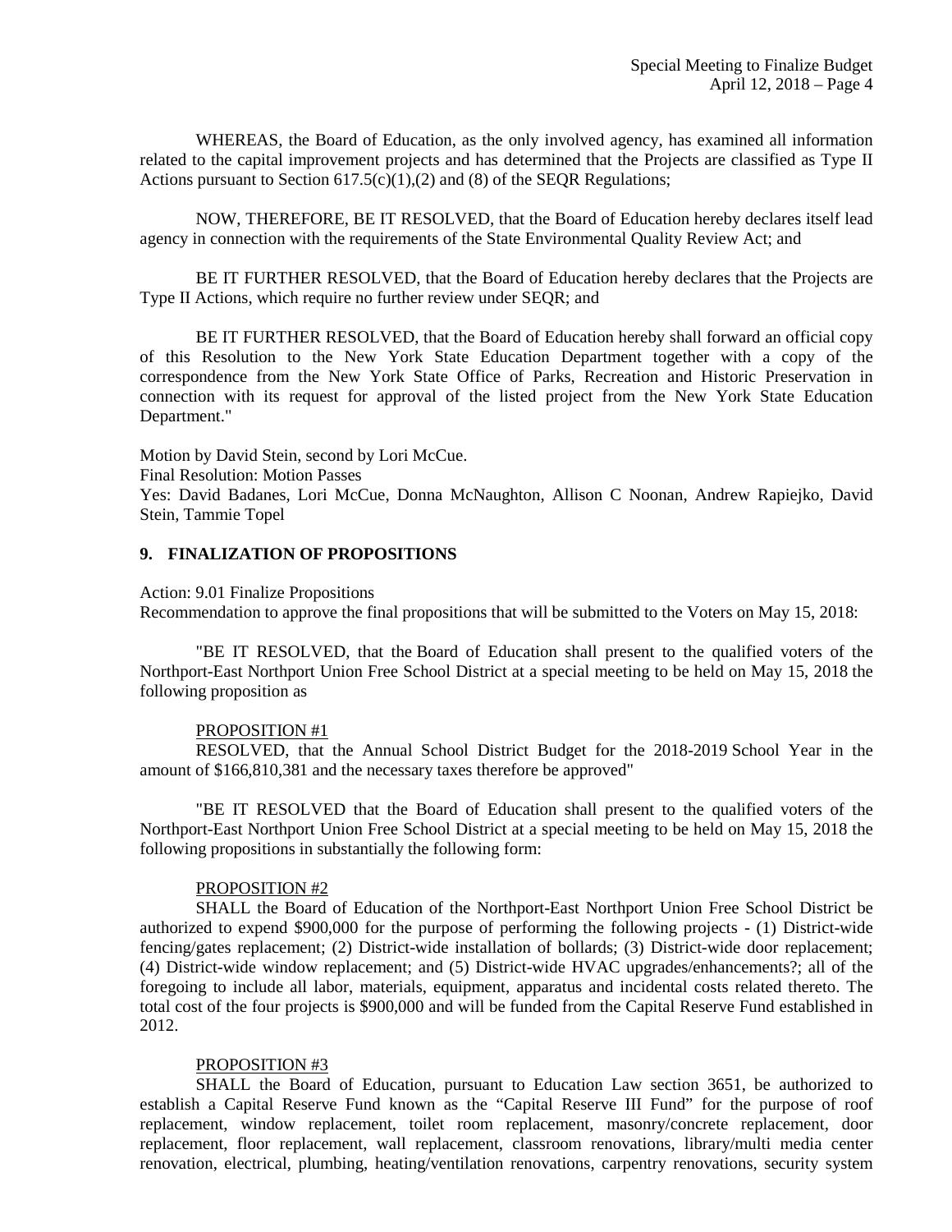WHEREAS, the Board of Education, as the only involved agency, has examined all information related to the capital improvement projects and has determined that the Projects are classified as Type II Actions pursuant to Section 617.5(c)(1),(2) and (8) of the SEQR Regulations;

NOW, THEREFORE, BE IT RESOLVED, that the Board of Education hereby declares itself lead agency in connection with the requirements of the State Environmental Quality Review Act; and

BE IT FURTHER RESOLVED, that the Board of Education hereby declares that the Projects are Type II Actions, which require no further review under SEQR; and

BE IT FURTHER RESOLVED, that the Board of Education hereby shall forward an official copy of this Resolution to the New York State Education Department together with a copy of the correspondence from the New York State Office of Parks, Recreation and Historic Preservation in connection with its request for approval of the listed project from the New York State Education Department."

Motion by David Stein, second by Lori McCue.
Final Resolution: Motion Passes
Yes: David Badanes, Lori McCue, Donna McNaughton, Allison C Noonan, Andrew Rapiejko, David Stein, Tammie Topel

## 9. FINALIZATION OF PROPOSITIONS

Action: 9.01 Finalize Propositions
Recommendation to approve the final propositions that will be submitted to the Voters on May 15, 2018:

"BE IT RESOLVED, that the Board of Education shall present to the qualified voters of the Northport-East Northport Union Free School District at a special meeting to be held on May 15, 2018 the following proposition as

PROPOSITION #1
RESOLVED, that the Annual School District Budget for the 2018-2019 School Year in the amount of $166,810,381 and the necessary taxes therefore be approved"

"BE IT RESOLVED that the Board of Education shall present to the qualified voters of the Northport-East Northport Union Free School District at a special meeting to be held on May 15, 2018 the following propositions in substantially the following form:

PROPOSITION #2
SHALL the Board of Education of the Northport-East Northport Union Free School District be authorized to expend $900,000 for the purpose of performing the following projects - (1) District-wide fencing/gates replacement; (2) District-wide installation of bollards; (3) District-wide door replacement; (4) District-wide window replacement; and (5) District-wide HVAC upgrades/enhancements?; all of the foregoing to include all labor, materials, equipment, apparatus and incidental costs related thereto. The total cost of the four projects is $900,000 and will be funded from the Capital Reserve Fund established in 2012.

PROPOSITION #3
SHALL the Board of Education, pursuant to Education Law section 3651, be authorized to establish a Capital Reserve Fund known as the "Capital Reserve III Fund" for the purpose of roof replacement, window replacement, toilet room replacement, masonry/concrete replacement, door replacement, floor replacement, wall replacement, classroom renovations, library/multi media center renovation, electrical, plumbing, heating/ventilation renovations, carpentry renovations, security system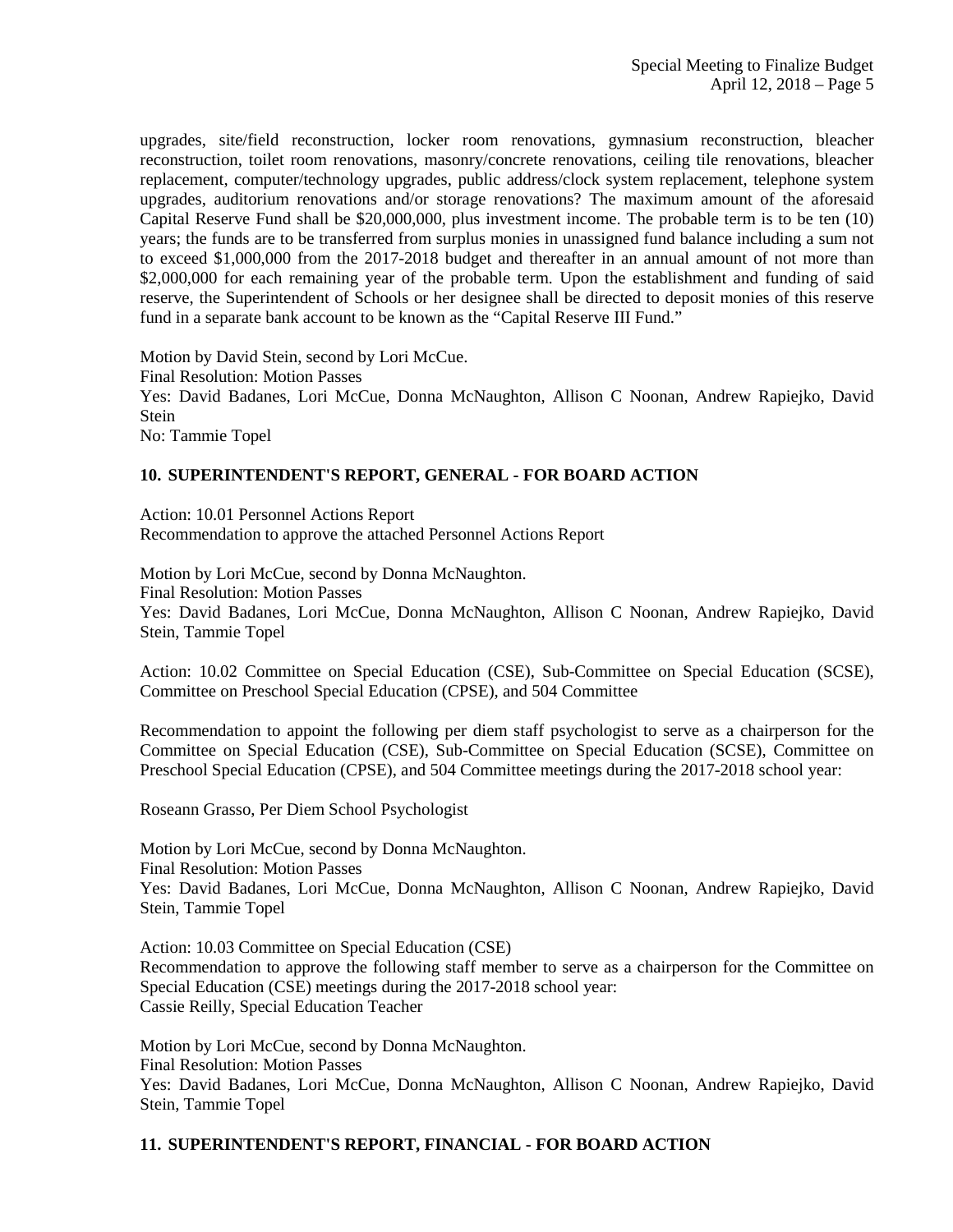upgrades, site/field reconstruction, locker room renovations, gymnasium reconstruction, bleacher reconstruction, toilet room renovations, masonry/concrete renovations, ceiling tile renovations, bleacher replacement, computer/technology upgrades, public address/clock system replacement, telephone system upgrades, auditorium renovations and/or storage renovations? The maximum amount of the aforesaid Capital Reserve Fund shall be $20,000,000, plus investment income. The probable term is to be ten (10) years; the funds are to be transferred from surplus monies in unassigned fund balance including a sum not to exceed $1,000,000 from the 2017-2018 budget and thereafter in an annual amount of not more than $2,000,000 for each remaining year of the probable term. Upon the establishment and funding of said reserve, the Superintendent of Schools or her designee shall be directed to deposit monies of this reserve fund in a separate bank account to be known as the "Capital Reserve III Fund."

Motion by David Stein, second by Lori McCue.
Final Resolution: Motion Passes
Yes: David Badanes, Lori McCue, Donna McNaughton, Allison C Noonan, Andrew Rapiejko, David Stein
No: Tammie Topel

## 10. SUPERINTENDENT'S REPORT, GENERAL - FOR BOARD ACTION

Action: 10.01 Personnel Actions Report
Recommendation to approve the attached Personnel Actions Report

Motion by Lori McCue, second by Donna McNaughton.
Final Resolution: Motion Passes
Yes: David Badanes, Lori McCue, Donna McNaughton, Allison C Noonan, Andrew Rapiejko, David Stein, Tammie Topel

Action: 10.02 Committee on Special Education (CSE), Sub-Committee on Special Education (SCSE), Committee on Preschool Special Education (CPSE), and 504 Committee

Recommendation to appoint the following per diem staff psychologist to serve as a chairperson for the Committee on Special Education (CSE), Sub-Committee on Special Education (SCSE), Committee on Preschool Special Education (CPSE), and 504 Committee meetings during the 2017-2018 school year:

Roseann Grasso, Per Diem School Psychologist

Motion by Lori McCue, second by Donna McNaughton.
Final Resolution: Motion Passes
Yes: David Badanes, Lori McCue, Donna McNaughton, Allison C Noonan, Andrew Rapiejko, David Stein, Tammie Topel

Action: 10.03 Committee on Special Education (CSE)
Recommendation to approve the following staff member to serve as a chairperson for the Committee on Special Education (CSE) meetings during the 2017-2018 school year:
Cassie Reilly, Special Education Teacher

Motion by Lori McCue, second by Donna McNaughton.
Final Resolution: Motion Passes
Yes: David Badanes, Lori McCue, Donna McNaughton, Allison C Noonan, Andrew Rapiejko, David Stein, Tammie Topel

## 11. SUPERINTENDENT'S REPORT, FINANCIAL - FOR BOARD ACTION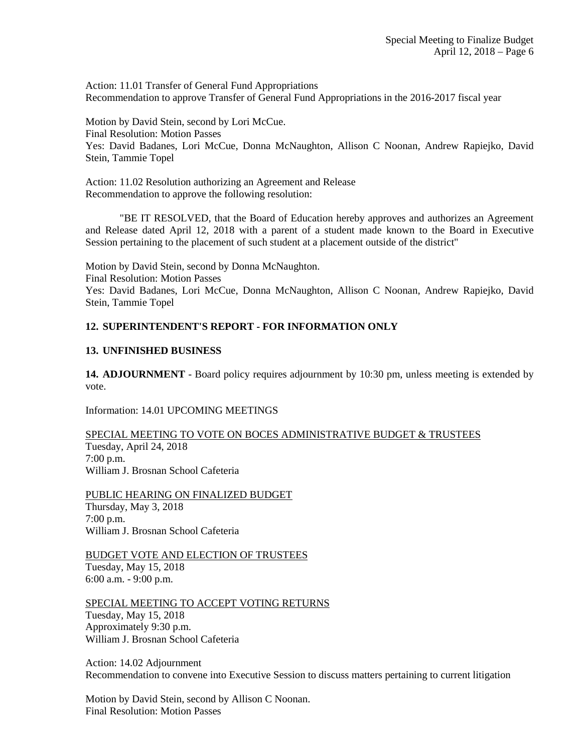Action: 11.01 Transfer of General Fund Appropriations
Recommendation to approve Transfer of General Fund Appropriations in the 2016-2017 fiscal year

Motion by David Stein, second by Lori McCue.
Final Resolution: Motion Passes
Yes: David Badanes, Lori McCue, Donna McNaughton, Allison C Noonan, Andrew Rapiejko, David Stein, Tammie Topel

Action: 11.02 Resolution authorizing an Agreement and Release
Recommendation to approve the following resolution:

"BE IT RESOLVED, that the Board of Education hereby approves and authorizes an Agreement and Release dated April 12, 2018 with a parent of a student made known to the Board in Executive Session pertaining to the placement of such student at a placement outside of the district"

Motion by David Stein, second by Donna McNaughton.
Final Resolution: Motion Passes
Yes: David Badanes, Lori McCue, Donna McNaughton, Allison C Noonan, Andrew Rapiejko, David Stein, Tammie Topel

**12. SUPERINTENDENT'S REPORT - FOR INFORMATION ONLY**

**13. UNFINISHED BUSINESS**

**14. ADJOURNMENT** - Board policy requires adjournment by 10:30 pm, unless meeting is extended by vote.

Information: 14.01 UPCOMING MEETINGS

<u>SPECIAL MEETING TO VOTE ON BOCES ADMINISTRATIVE BUDGET & TRUSTEES</u>
Tuesday, April 24, 2018
7:00 p.m.
William J. Brosnan School Cafeteria

<u>PUBLIC HEARING ON FINALIZED BUDGET</u>
Thursday, May 3, 2018
7:00 p.m.
William J. Brosnan School Cafeteria

<u>BUDGET VOTE AND ELECTION OF TRUSTEES</u>
Tuesday, May 15, 2018
6:00 a.m. - 9:00 p.m.

<u>SPECIAL MEETING TO ACCEPT VOTING RETURNS</u>
Tuesday, May 15, 2018
Approximately 9:30 p.m.
William J. Brosnan School Cafeteria

Action: 14.02 Adjournment
Recommendation to convene into Executive Session to discuss matters pertaining to current litigation

Motion by David Stein, second by Allison C Noonan.
Final Resolution: Motion Passes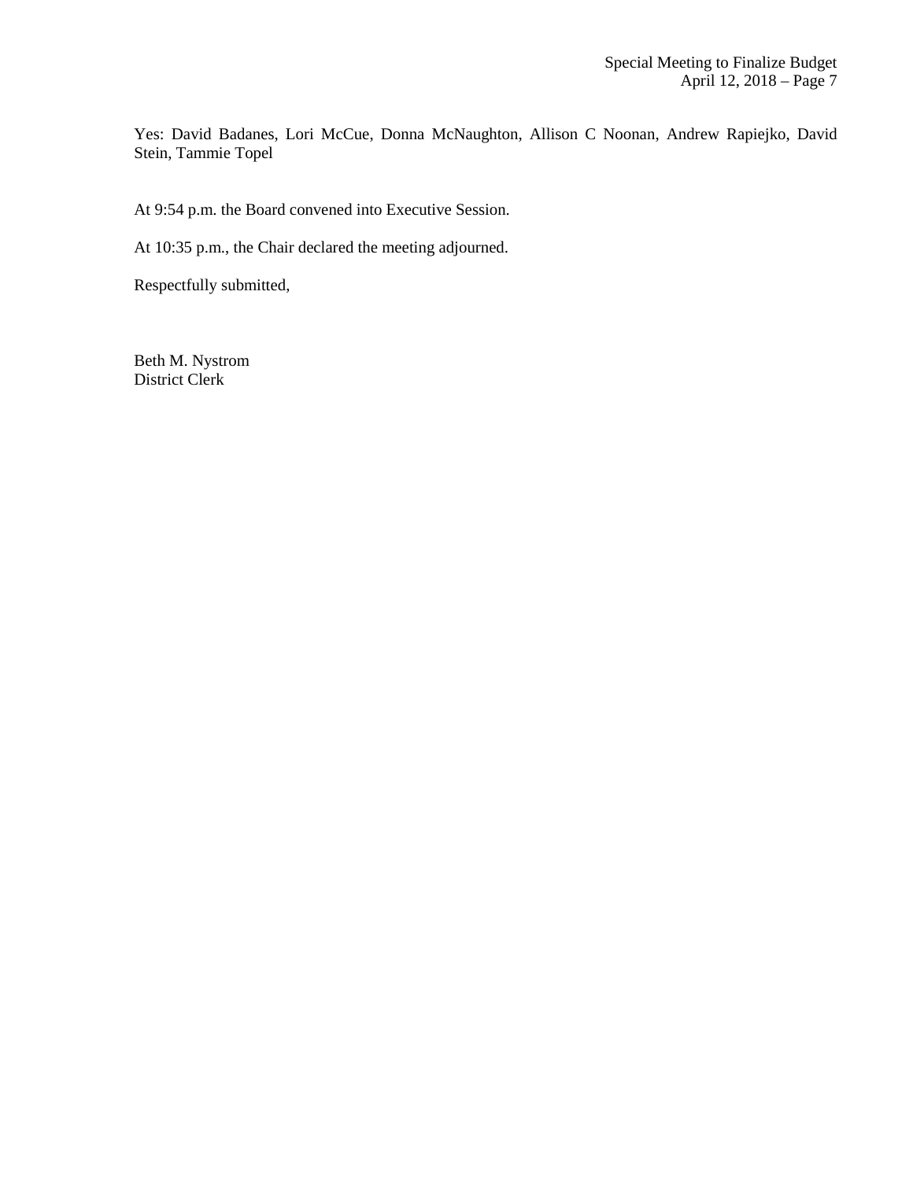Yes: David Badanes, Lori McCue, Donna McNaughton, Allison C Noonan, Andrew Rapiejko, David Stein, Tammie Topel

At 9:54 p.m. the Board convened into Executive Session.

At 10:35 p.m., the Chair declared the meeting adjourned.

Respectfully submitted,

Beth M. Nystrom
District Clerk